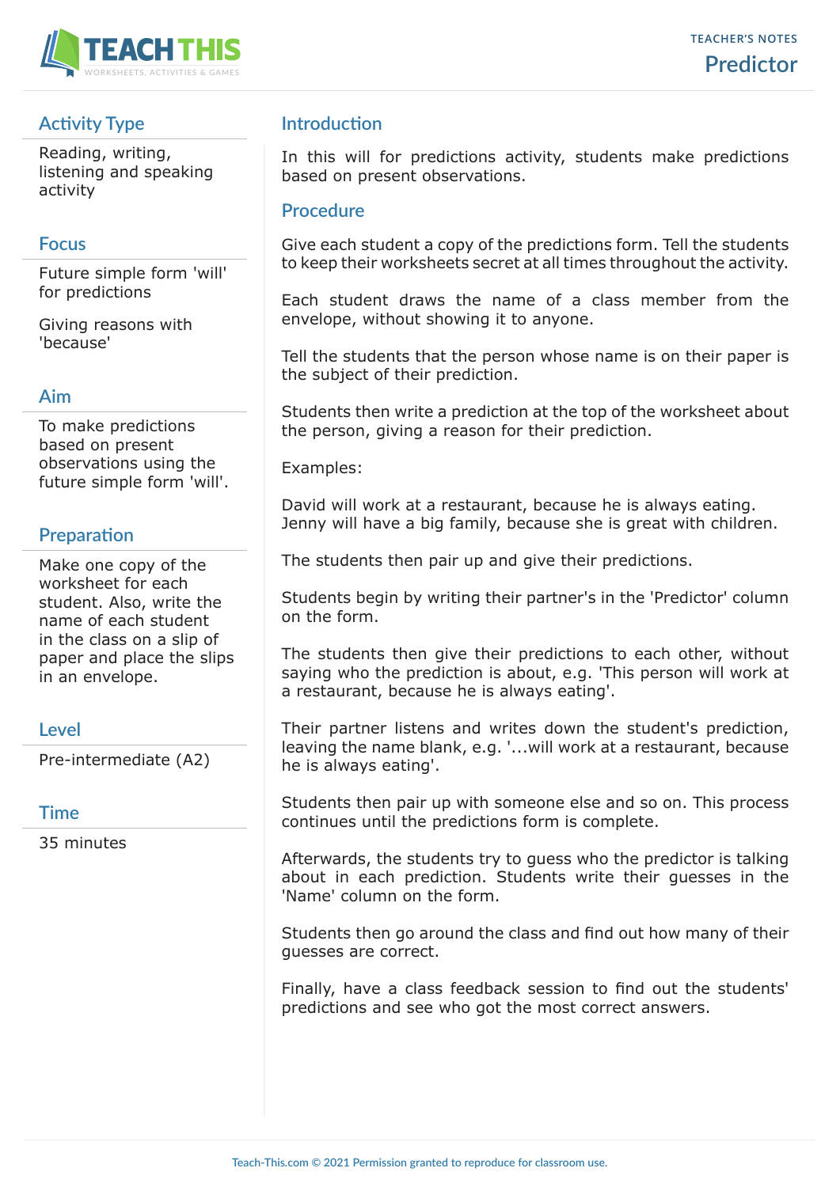TEACHER'S NOTES

# Predictor

## Activity Type

Reading, writing, listening and speaking activity

## Focus

Future simple form 'will' for predictions

Giving reasons with 'because'

## Aim

To make predictions based on present observations using the future simple form 'will'.

## Preparation

Make one copy of the worksheet for each student. Also, write the name of each student in the class on a slip of paper and place the slips in an envelope.

## Level

Pre-intermediate (A2)

## Time

35 minutes

## Introduction

In this will for predictions activity, students make predictions based on present observations.

## Procedure

Give each student a copy of the predictions form. Tell the students to keep their worksheets secret at all times throughout the activity.

Each student draws the name of a class member from the envelope, without showing it to anyone.

Tell the students that the person whose name is on their paper is the subject of their prediction.

Students then write a prediction at the top of the worksheet about the person, giving a reason for their prediction.

Examples:

David will work at a restaurant, because he is always eating.
Jenny will have a big family, because she is great with children.

The students then pair up and give their predictions.

Students begin by writing their partner's in the 'Predictor' column on the form.

The students then give their predictions to each other, without saying who the prediction is about, e.g. 'This person will work at a restaurant, because he is always eating'.

Their partner listens and writes down the student's prediction, leaving the name blank, e.g. '...will work at a restaurant, because he is always eating'.

Students then pair up with someone else and so on. This process continues until the predictions form is complete.

Afterwards, the students try to guess who the predictor is talking about in each prediction. Students write their guesses in the 'Name' column on the form.

Students then go around the class and find out how many of their guesses are correct.

Finally, have a class feedback session to find out the students' predictions and see who got the most correct answers.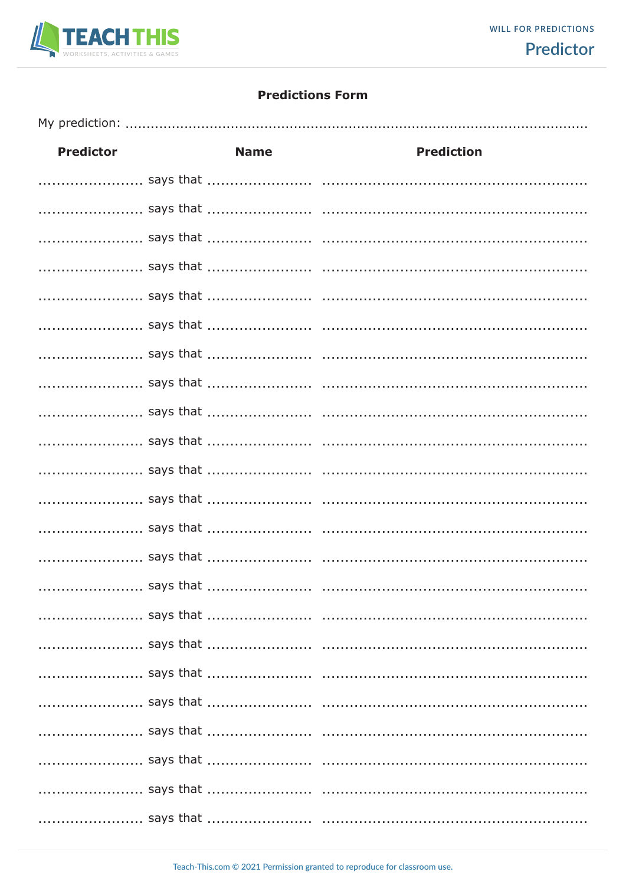## Predictions Form

My prediction: ..........................................................................................................

| Predictor | | Name | Prediction |
|---|---|---|---|
| ...................... | says that | ...................... | ........................................................ |
| ...................... | says that | ...................... | ........................................................ |
| ...................... | says that | ...................... | ........................................................ |
| ...................... | says that | ...................... | ........................................................ |
| ...................... | says that | ...................... | ........................................................ |
| ...................... | says that | ...................... | ........................................................ |
| ...................... | says that | ...................... | ........................................................ |
| ...................... | says that | ...................... | ........................................................ |
| ...................... | says that | ...................... | ........................................................ |
| ...................... | says that | ...................... | ........................................................ |
| ...................... | says that | ...................... | ........................................................ |
| ...................... | says that | ...................... | ........................................................ |
| ...................... | says that | ...................... | ........................................................ |
| ...................... | says that | ...................... | ........................................................ |
| ...................... | says that | ...................... | ........................................................ |
| ...................... | says that | ...................... | ........................................................ |
| ...................... | says that | ...................... | ........................................................ |
| ...................... | says that | ...................... | ........................................................ |
| ...................... | says that | ...................... | ........................................................ |
| ...................... | says that | ...................... | ........................................................ |
| ...................... | says that | ...................... | ........................................................ |
| ...................... | says that | ...................... | ........................................................ |
| ...................... | says that | ...................... | ........................................................ |